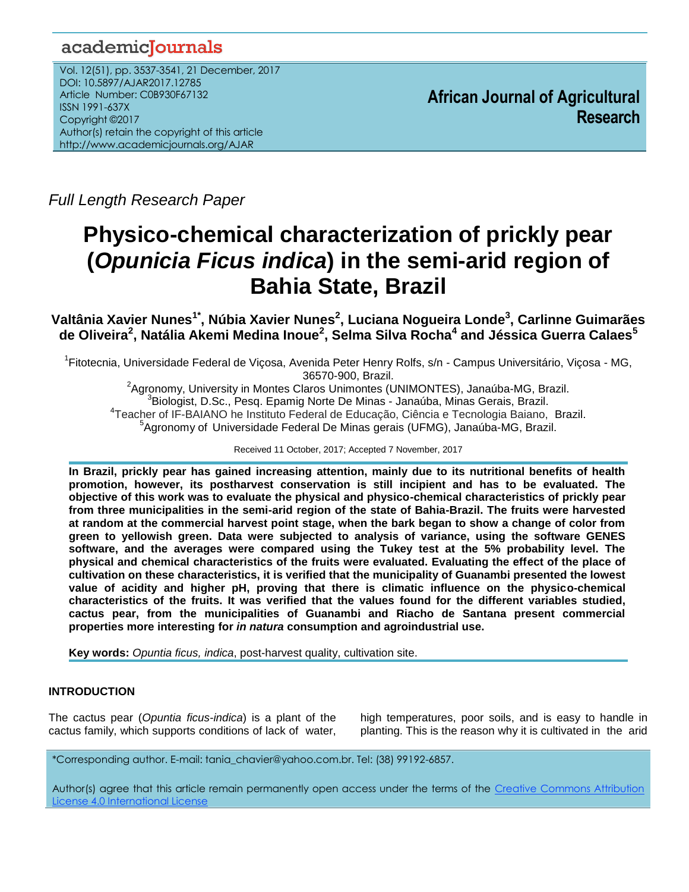Full Length Research Paper

# Physico-chemical characterization of prickly pear (*Opunicia Ficus indica*) in the semi-arid region of Bahia State, Brazil

**Valtânia Xavier Nunes[1*], Núbia Xavier Nunes[2], Luciana Nogueira Londe[3], Carlinne Guimarães de Oliveira[2], Natália Akemi Medina Inoue[2], Selma Silva Rocha[4] and Jéssica Guerra Calaes[5]**

[1]Fitotecnia, Universidade Federal de Viçosa, Avenida Peter Henry Rolfs, s/n - Campus Universitário, Viçosa - MG, 36570-900, Brazil.

[2]Agronomy, University in Montes Claros Unimontes (UNIMONTES), Janaúba-MG, Brazil.

[3]Biologist, D.Sc., Pesq. Epamig Norte De Minas - Janaúba, Minas Gerais, Brazil.

[4]Teacher of IF-BAIANO he Instituto Federal de Educação, Ciência e Tecnologia Baiano, Brazil.

[5]Agronomy of Universidade Federal De Minas gerais (UFMG), Janaúba-MG, Brazil.

Received 11 October, 2017; Accepted 7 November, 2017

**In Brazil, prickly pear has gained increasing attention, mainly due to its nutritional benefits of health promotion, however, its postharvest conservation is still incipient and has to be evaluated. The objective of this work was to evaluate the physical and physico-chemical characteristics of prickly pear from three municipalities in the semi-arid region of the state of Bahia-Brazil. The fruits were harvested at random at the commercial harvest point stage, when the bark began to show a change of color from green to yellowish green. Data were subjected to analysis of variance, using the software GENES software, and the averages were compared using the Tukey test at the 5% probability level. The physical and chemical characteristics of the fruits were evaluated. Evaluating the effect of the place of cultivation on these characteristics, it is verified that the municipality of Guanambi presented the lowest value of acidity and higher pH, proving that there is climatic influence on the physico-chemical characteristics of the fruits. It was verified that the values found for the different variables studied, cactus pear, from the municipalities of Guanambi and Riacho de Santana present commercial properties more interesting for *in natura* consumption and agroindustrial use.**

**Key words:** *Opuntia ficus, indica*, post-harvest quality, cultivation site.

## INTRODUCTION

The cactus pear (*Opuntia ficus-indica*) is a plant of the cactus family, which supports conditions of lack of water, high temperatures, poor soils, and is easy to handle in planting. This is the reason why it is cultivated in the arid

*Corresponding author. E-mail: tania_chavier@yahoo.com.br. Tel: (38) 99192-6857.

Author(s) agree that this article remain permanently open access under the terms of the Creative Commons Attribution License 4.0 International License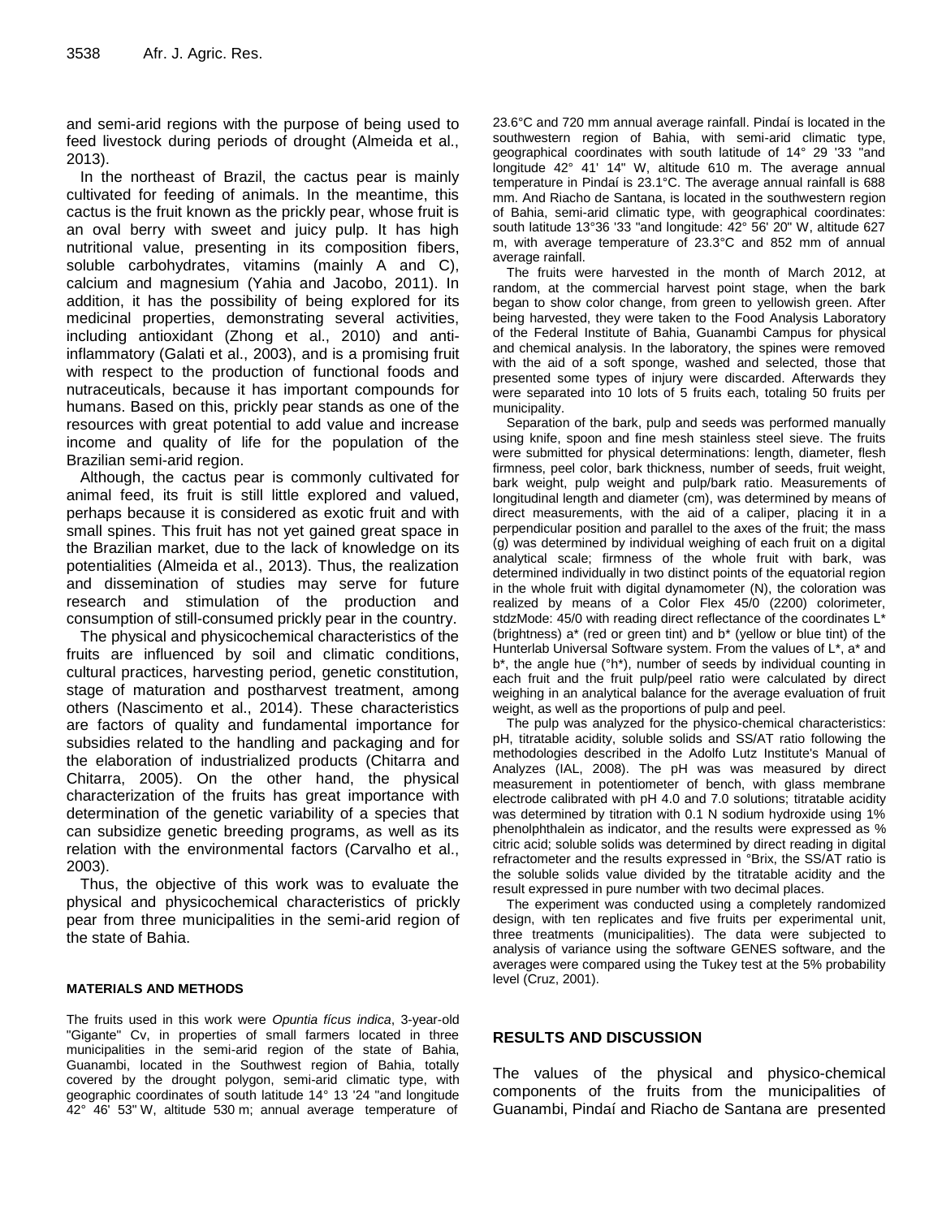and semi-arid regions with the purpose of being used to feed livestock during periods of drought (Almeida et al., 2013).

In the northeast of Brazil, the cactus pear is mainly cultivated for feeding of animals. In the meantime, this cactus is the fruit known as the prickly pear, whose fruit is an oval berry with sweet and juicy pulp. It has high nutritional value, presenting in its composition fibers, soluble carbohydrates, vitamins (mainly A and C), calcium and magnesium (Yahia and Jacobo, 2011). In addition, it has the possibility of being explored for its medicinal properties, demonstrating several activities, including antioxidant (Zhong et al., 2010) and anti-inflammatory (Galati et al., 2003), and is a promising fruit with respect to the production of functional foods and nutraceuticals, because it has important compounds for humans. Based on this, prickly pear stands as one of the resources with great potential to add value and increase income and quality of life for the population of the Brazilian semi-arid region.

Although, the cactus pear is commonly cultivated for animal feed, its fruit is still little explored and valued, perhaps because it is considered as exotic fruit and with small spines. This fruit has not yet gained great space in the Brazilian market, due to the lack of knowledge on its potentialities (Almeida et al., 2013). Thus, the realization and dissemination of studies may serve for future research and stimulation of the production and consumption of still-consumed prickly pear in the country.

The physical and physicochemical characteristics of the fruits are influenced by soil and climatic conditions, cultural practices, harvesting period, genetic constitution, stage of maturation and postharvest treatment, among others (Nascimento et al., 2014). These characteristics are factors of quality and fundamental importance for subsidies related to the handling and packaging and for the elaboration of industrialized products (Chitarra and Chitarra, 2005). On the other hand, the physical characterization of the fruits has great importance with determination of the genetic variability of a species that can subsidize genetic breeding programs, as well as its relation with the environmental factors (Carvalho et al., 2003).

Thus, the objective of this work was to evaluate the physical and physicochemical characteristics of prickly pear from three municipalities in the semi-arid region of the state of Bahia.

## MATERIALS AND METHODS

The fruits used in this work were *Opuntia fícus indica*, 3-year-old "Gigante" Cv, in properties of small farmers located in three municipalities in the semi-arid region of the state of Bahia, Guanambi, located in the Southwest region of Bahia, totally covered by the drought polygon, semi-arid climatic type, with geographic coordinates of south latitude 14° 13 '24 "and longitude 42° 46' 53" W, altitude 530 m; annual average temperature of 23.6°C and 720 mm annual average rainfall. Pindaí is located in the southwestern region of Bahia, with semi-arid climatic type, geographical coordinates with south latitude of 14° 29 '33 "and longitude 42° 41' 14" W, altitude 610 m. The average annual temperature in Pindaí is 23.1°C. The average annual rainfall is 688 mm. And Riacho de Santana, is located in the southwestern region of Bahia, semi-arid climatic type, with geographical coordinates: south latitude 13°36 '33 "and longitude: 42° 56' 20" W, altitude 627 m, with average temperature of 23.3°C and 852 mm of annual average rainfall.

The fruits were harvested in the month of March 2012, at random, at the commercial harvest point stage, when the bark began to show color change, from green to yellowish green. After being harvested, they were taken to the Food Analysis Laboratory of the Federal Institute of Bahia, Guanambi Campus for physical and chemical analysis. In the laboratory, the spines were removed with the aid of a soft sponge, washed and selected, those that presented some types of injury were discarded. Afterwards they were separated into 10 lots of 5 fruits each, totaling 50 fruits per municipality.

Separation of the bark, pulp and seeds was performed manually using knife, spoon and fine mesh stainless steel sieve. The fruits were submitted for physical determinations: length, diameter, flesh firmness, peel color, bark thickness, number of seeds, fruit weight, bark weight, pulp weight and pulp/bark ratio. Measurements of longitudinal length and diameter (cm), was determined by means of direct measurements, with the aid of a caliper, placing it in a perpendicular position and parallel to the axes of the fruit; the mass (g) was determined by individual weighing of each fruit on a digital analytical scale; firmness of the whole fruit with bark, was determined individually in two distinct points of the equatorial region in the whole fruit with digital dynamometer (N), the coloration was realized by means of a Color Flex 45/0 (2200) colorimeter, stdzMode: 45/0 with reading direct reflectance of the coordinates L* (brightness) a* (red or green tint) and b* (yellow or blue tint) of the Hunterlab Universal Software system. From the values of L*, a* and b*, the angle hue (°h*), number of seeds by individual counting in each fruit and the fruit pulp/peel ratio were calculated by direct weighing in an analytical balance for the average evaluation of fruit weight, as well as the proportions of pulp and peel.

The pulp was analyzed for the physico-chemical characteristics: pH, titratable acidity, soluble solids and SS/AT ratio following the methodologies described in the Adolfo Lutz Institute's Manual of Analyzes (IAL, 2008). The pH was measured by direct measurement in potentiometer of bench, with glass membrane electrode calibrated with pH 4.0 and 7.0 solutions; titratable acidity was determined by titration with 0.1 N sodium hydroxide using 1% phenolphthalein as indicator, and the results were expressed as % citric acid; soluble solids was determined by direct reading in digital refractometer and the results expressed in °Brix, the SS/AT ratio is the soluble solids value divided by the titratable acidity and the result expressed in pure number with two decimal places.

The experiment was conducted using a completely randomized design, with ten replicates and five fruits per experimental unit, three treatments (municipalities). The data were subjected to analysis of variance using the software GENES software, and the averages were compared using the Tukey test at the 5% probability level (Cruz, 2001).

## RESULTS AND DISCUSSION

The values of the physical and physico-chemical components of the fruits from the municipalities of Guanambi, Pindaí and Riacho de Santana are presented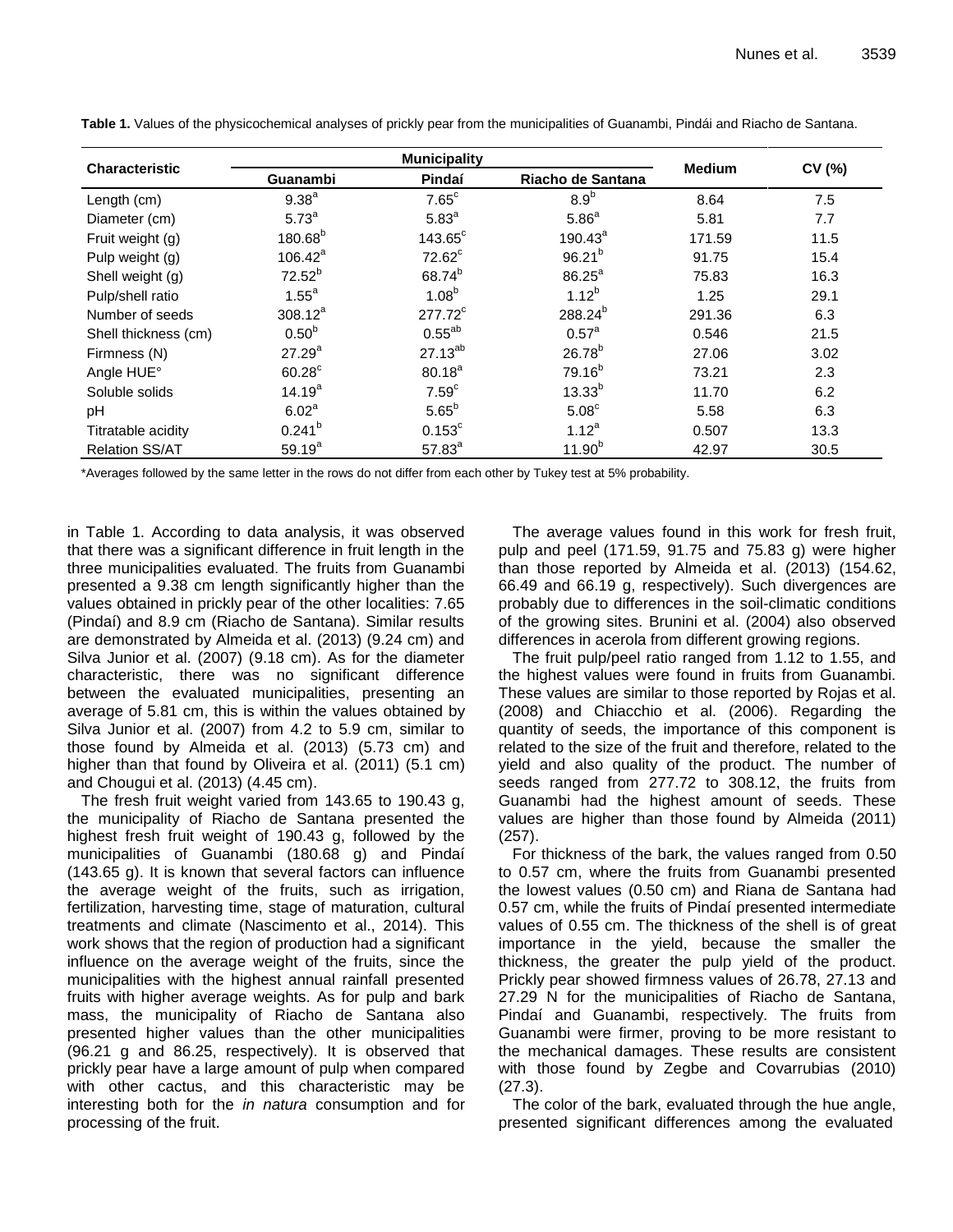**Table 1.** Values of the physicochemical analyses of prickly pear from the municipalities of Guanambi, Pindái and Riacho de Santana.

| Characteristic | Municipality | | | Medium | CV (%) |
|---|---|---|---|---|---|
| | Guanambi | Pindaí | Riacho de Santana | | |
| Length (cm) | 9.38[a] | 7.65[c] | 8.9[b] | 8.64 | 7.5 |
| Diameter (cm) | 5.73[a] | 5.83[a] | 5.86[a] | 5.81 | 7.7 |
| Fruit weight (g) | 180.68[b] | 143.65[c] | 190.43[a] | 171.59 | 11.5 |
| Pulp weight (g) | 106.42[a] | 72.62[c] | 96.21[b] | 91.75 | 15.4 |
| Shell weight (g) | 72.52[b] | 68.74[b] | 86.25[a] | 75.83 | 16.3 |
| Pulp/shell ratio | 1.55[a] | 1.08[b] | 1.12[b] | 1.25 | 29.1 |
| Number of seeds | 308.12[a] | 277.72[c] | 288.24[b] | 291.36 | 6.3 |
| Shell thickness (cm) | 0.50[b] | 0.55[ab] | 0.57[a] | 0.546 | 21.5 |
| Firmness (N) | 27.29[a] | 27.13[ab] | 26.78[b] | 27.06 | 3.02 |
| Angle HUE° | 60.28[c] | 80.18[a] | 79.16[b] | 73.21 | 2.3 |
| Soluble solids | 14.19[a] | 7.59[c] | 13.33[b] | 11.70 | 6.2 |
| pH | 6.02[a] | 5.65[b] | 5.08[c] | 5.58 | 6.3 |
| Titratable acidity | 0.241[b] | 0.153[c] | 1.12[a] | 0.507 | 13.3 |
| Relation SS/AT | 59.19[a] | 57.83[a] | 11.90[b] | 42.97 | 30.5 |

*Averages followed by the same letter in the rows do not differ from each other by Tukey test at 5% probability.

in Table 1. According to data analysis, it was observed that there was a significant difference in fruit length in the three municipalities evaluated. The fruits from Guanambi presented a 9.38 cm length significantly higher than the values obtained in prickly pear of the other localities: 7.65 (Pindaí) and 8.9 cm (Riacho de Santana). Similar results are demonstrated by Almeida et al. (2013) (9.24 cm) and Silva Junior et al. (2007) (9.18 cm). As for the diameter characteristic, there was no significant difference between the evaluated municipalities, presenting an average of 5.81 cm, this is within the values obtained by Silva Junior et al. (2007) from 4.2 to 5.9 cm, similar to those found by Almeida et al. (2013) (5.73 cm) and higher than that found by Oliveira et al. (2011) (5.1 cm) and Chougui et al. (2013) (4.45 cm).

The fresh fruit weight varied from 143.65 to 190.43 g, the municipality of Riacho de Santana presented the highest fresh fruit weight of 190.43 g, followed by the municipalities of Guanambi (180.68 g) and Pindaí (143.65 g). It is known that several factors can influence the average weight of the fruits, such as irrigation, fertilization, harvesting time, stage of maturation, cultural treatments and climate (Nascimento et al., 2014). This work shows that the region of production had a significant influence on the average weight of the fruits, since the municipalities with the highest annual rainfall presented fruits with higher average weights. As for pulp and bark mass, the municipality of Riacho de Santana also presented higher values than the other municipalities (96.21 g and 86.25, respectively). It is observed that prickly pear have a large amount of pulp when compared with other cactus, and this characteristic may be interesting both for the *in natura* consumption and for processing of the fruit.

The average values found in this work for fresh fruit, pulp and peel (171.59, 91.75 and 75.83 g) were higher than those reported by Almeida et al. (2013) (154.62, 66.49 and 66.19 g, respectively). Such divergences are probably due to differences in the soil-climatic conditions of the growing sites. Brunini et al. (2004) also observed differences in acerola from different growing regions.

The fruit pulp/peel ratio ranged from 1.12 to 1.55, and the highest values were found in fruits from Guanambi. These values are similar to those reported by Rojas et al. (2008) and Chiacchio et al. (2006). Regarding the quantity of seeds, the importance of this component is related to the size of the fruit and therefore, related to the yield and also quality of the product. The number of seeds ranged from 277.72 to 308.12, the fruits from Guanambi had the highest amount of seeds. These values are higher than those found by Almeida (2011) (257).

For thickness of the bark, the values ranged from 0.50 to 0.57 cm, where the fruits from Guanambi presented the lowest values (0.50 cm) and Riana de Santana had 0.57 cm, while the fruits of Pindaí presented intermediate values of 0.55 cm. The thickness of the shell is of great importance in the yield, because the smaller the thickness, the greater the pulp yield of the product. Prickly pear showed firmness values of 26.78, 27.13 and 27.29 N for the municipalities of Riacho de Santana, Pindaí and Guanambi, respectively. The fruits from Guanambi were firmer, proving to be more resistant to the mechanical damages. These results are consistent with those found by Zegbe and Covarrubias (2010) (27.3).

The color of the bark, evaluated through the hue angle, presented significant differences among the evaluated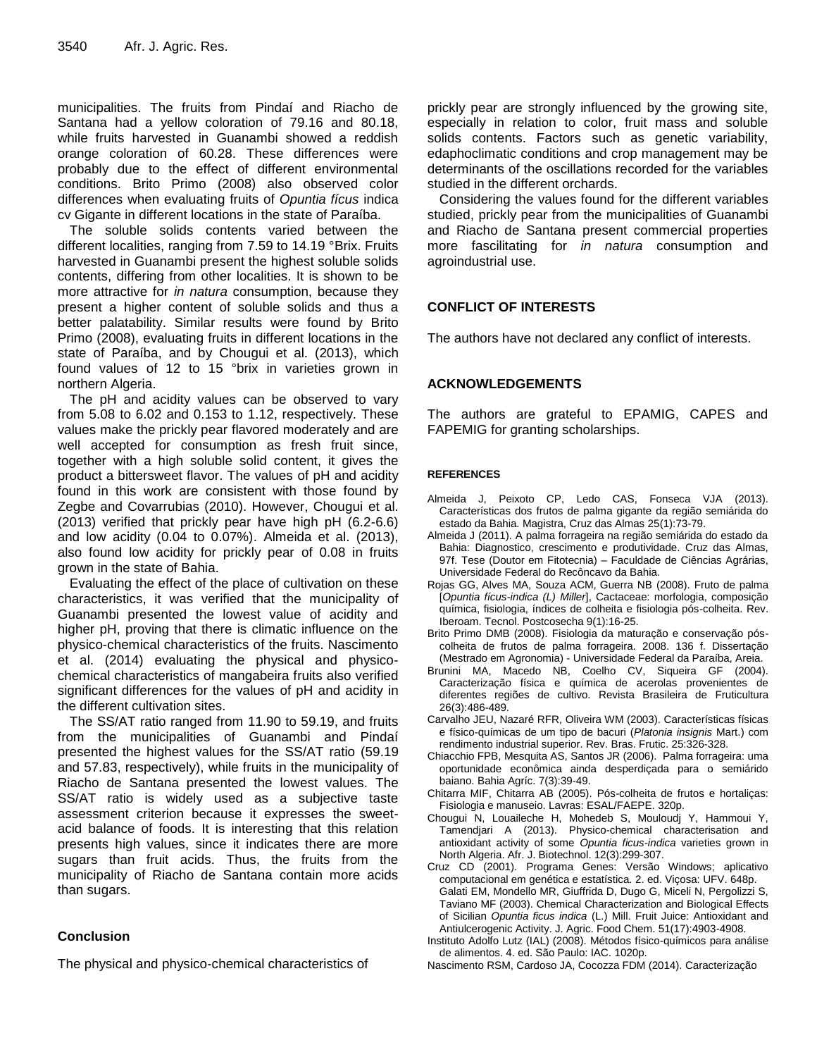municipalities. The fruits from Pindaí and Riacho de Santana had a yellow coloration of 79.16 and 80.18, while fruits harvested in Guanambi showed a reddish orange coloration of 60.28. These differences were probably due to the effect of different environmental conditions. Brito Primo (2008) also observed color differences when evaluating fruits of *Opuntia fícus* indica cv Gigante in different locations in the state of Paraíba.

The soluble solids contents varied between the different localities, ranging from 7.59 to 14.19 °Brix. Fruits harvested in Guanambi present the highest soluble solids contents, differing from other localities. It is shown to be more attractive for *in natura* consumption, because they present a higher content of soluble solids and thus a better palatability. Similar results were found by Brito Primo (2008), evaluating fruits in different locations in the state of Paraíba, and by Chougui et al. (2013), which found values of 12 to 15 °brix in varieties grown in northern Algeria.

The pH and acidity values can be observed to vary from 5.08 to 6.02 and 0.153 to 1.12, respectively. These values make the prickly pear flavored moderately and are well accepted for consumption as fresh fruit since, together with a high soluble solid content, it gives the product a bittersweet flavor. The values of pH and acidity found in this work are consistent with those found by Zegbe and Covarrubias (2010). However, Chougui et al. (2013) verified that prickly pear have high pH (6.2-6.6) and low acidity (0.04 to 0.07%). Almeida et al. (2013), also found low acidity for prickly pear of 0.08 in fruits grown in the state of Bahia.

Evaluating the effect of the place of cultivation on these characteristics, it was verified that the municipality of Guanambi presented the lowest value of acidity and higher pH, proving that there is climatic influence on the physico-chemical characteristics of the fruits. Nascimento et al. (2014) evaluating the physical and physico-chemical characteristics of mangabeira fruits also verified significant differences for the values of pH and acidity in the different cultivation sites.

The SS/AT ratio ranged from 11.90 to 59.19, and fruits from the municipalities of Guanambi and Pindaí presented the highest values for the SS/AT ratio (59.19 and 57.83, respectively), while fruits in the municipality of Riacho de Santana presented the lowest values. The SS/AT ratio is widely used as a subjective taste assessment criterion because it expresses the sweet-acid balance of foods. It is interesting that this relation presents high values, since it indicates there are more sugars than fruit acids. Thus, the fruits from the municipality of Riacho de Santana contain more acids than sugars.

## Conclusion

The physical and physico-chemical characteristics of prickly pear are strongly influenced by the growing site, especially in relation to color, fruit mass and soluble solids contents. Factors such as genetic variability, edaphoclimatic conditions and crop management may be determinants of the oscillations recorded for the variables studied in the different orchards.

Considering the values found for the different variables studied, prickly pear from the municipalities of Guanambi and Riacho de Santana present commercial properties more fascilitating for *in natura* consumption and agroindustrial use.

## CONFLICT OF INTERESTS

The authors have not declared any conflict of interests.

## ACKNOWLEDGEMENTS

The authors are grateful to EPAMIG, CAPES and FAPEMIG for granting scholarships.

## REFERENCES

Almeida J, Peixoto CP, Ledo CAS, Fonseca VJA (2013). Características dos frutos de palma gigante da região semiárida do estado da Bahia. Magistra, Cruz das Almas 25(1):73-79.

Almeida J (2011). A palma forrageira na região semiárida do estado da Bahia: Diagnostico, crescimento e produtividade. Cruz das Almas, 97f. Tese (Doutor em Fitotecnia) – Faculdade de Ciências Agrárias, Universidade Federal do Recôncavo da Bahia.

Rojas GG, Alves MA, Souza ACM, Guerra NB (2008). Fruto de palma [*Opuntia fícus-indica (L) Miller*], Cactaceae: morfologia, composição química, fisiologia, índices de colheita e fisiologia pós-colheita. Rev. Iberoam. Tecnol. Postcosecha 9(1):16-25.

Brito Primo DMB (2008). Fisiologia da maturação e conservação pós-colheita de frutos de palma forrageira. 2008. 136 f. Dissertação (Mestrado em Agronomia) - Universidade Federal da Paraíba, Areia.

Brunini MA, Macedo NB, Coelho CV, Siqueira GF (2004). Caracterização física e química de acerolas provenientes de diferentes regiões de cultivo. Revista Brasileira de Fruticultura 26(3):486-489.

Carvalho JEU, Nazaré RFR, Oliveira WM (2003). Características físicas e físico-químicas de um tipo de bacuri (*Platonia insignis* Mart.) com rendimento industrial superior. Rev. Bras. Frutic. 25:326-328.

Chiacchio FPB, Mesquita AS, Santos JR (2006). Palma forrageira: uma oportunidade econômica ainda desperdiçada para o semiárido baiano. Bahia Agríc. 7(3):39-49.

Chitarra MIF, Chitarra AB (2005). Pós-colheita de frutos e hortaliças: Fisiologia e manuseio. Lavras: ESAL/FAEPE. 320p.

Chougui N, Louaileche H, Mohedeb S, Mouloudj Y, Hammoui Y, Tamendjari A (2013). Physico-chemical characterisation and antioxidant activity of some *Opuntia ficus-indica* varieties grown in North Algeria. Afr. J. Biotechnol. 12(3):299-307.

Cruz CD (2001). Programa Genes: Versão Windows; aplicativo computacional em genética e estatística. 2. ed. Viçosa: UFV. 648p.

Galati EM, Mondello MR, Giuffrida D, Dugo G, Miceli N, Pergolizzi S, Taviano MF (2003). Chemical Characterization and Biological Effects of Sicilian *Opuntia ficus indica* (L.) Mill. Fruit Juice: Antioxidant and Antiulcerogenic Activity. J. Agric. Food Chem. 51(17):4903-4908.

Instituto Adolfo Lutz (IAL) (2008). Métodos físico-químicos para análise de alimentos. 4. ed. São Paulo: IAC. 1020p.

Nascimento RSM, Cardoso JA, Cocozza FDM (2014). Caracterização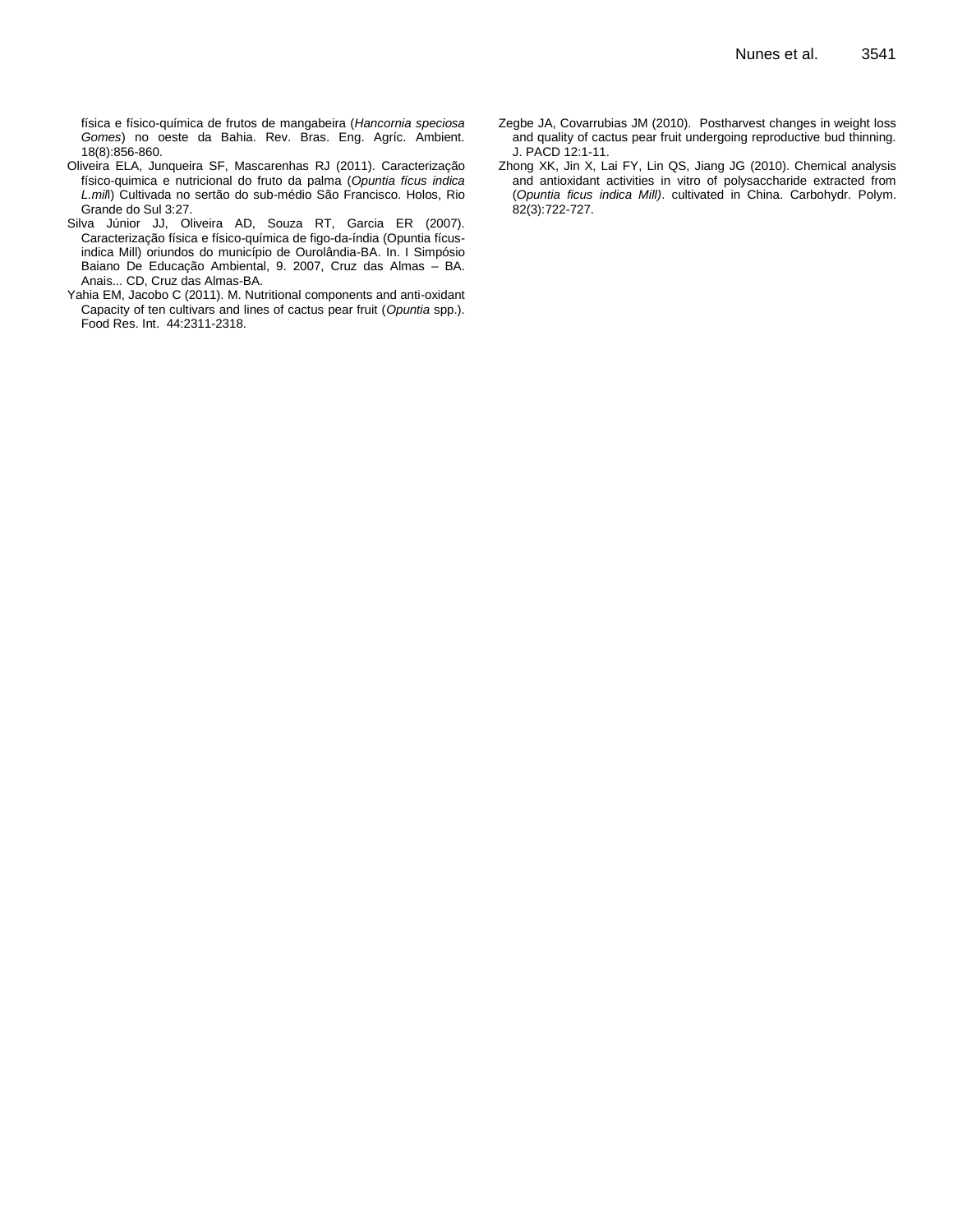física e físico-química de frutos de mangabeira (*Hancornia speciosa Gomes*) no oeste da Bahia. Rev. Bras. Eng. Agríc. Ambient. 18(8):856-860.

Oliveira ELA, Junqueira SF, Mascarenhas RJ (2011). Caracterização físico-quimica e nutricional do fruto da palma (*Opuntia fícus indica L.mill*) Cultivada no sertão do sub-médio São Francisco. Holos, Rio Grande do Sul 3:27.

Silva Júnior JJ, Oliveira AD, Souza RT, Garcia ER (2007). Caracterização física e físico-química de figo-da-índia (Opuntia fícus-indica Mill) oriundos do município de Ourolândia-BA. In. I Simpósio Baiano De Educação Ambiental, 9. 2007, Cruz das Almas – BA. Anais... CD, Cruz das Almas-BA.

Yahia EM, Jacobo C (2011). M. Nutritional components and anti-oxidant Capacity of ten cultivars and lines of cactus pear fruit (*Opuntia* spp.). Food Res. Int. 44:2311-2318.

Zegbe JA, Covarrubias JM (2010). Postharvest changes in weight loss and quality of cactus pear fruit undergoing reproductive bud thinning. J. PACD 12:1-11.

Zhong XK, Jin X, Lai FY, Lin QS, Jiang JG (2010). Chemical analysis and antioxidant activities in vitro of polysaccharide extracted from (*Opuntia ficus indica Mill)*. cultivated in China. Carbohydr. Polym. 82(3):722-727.